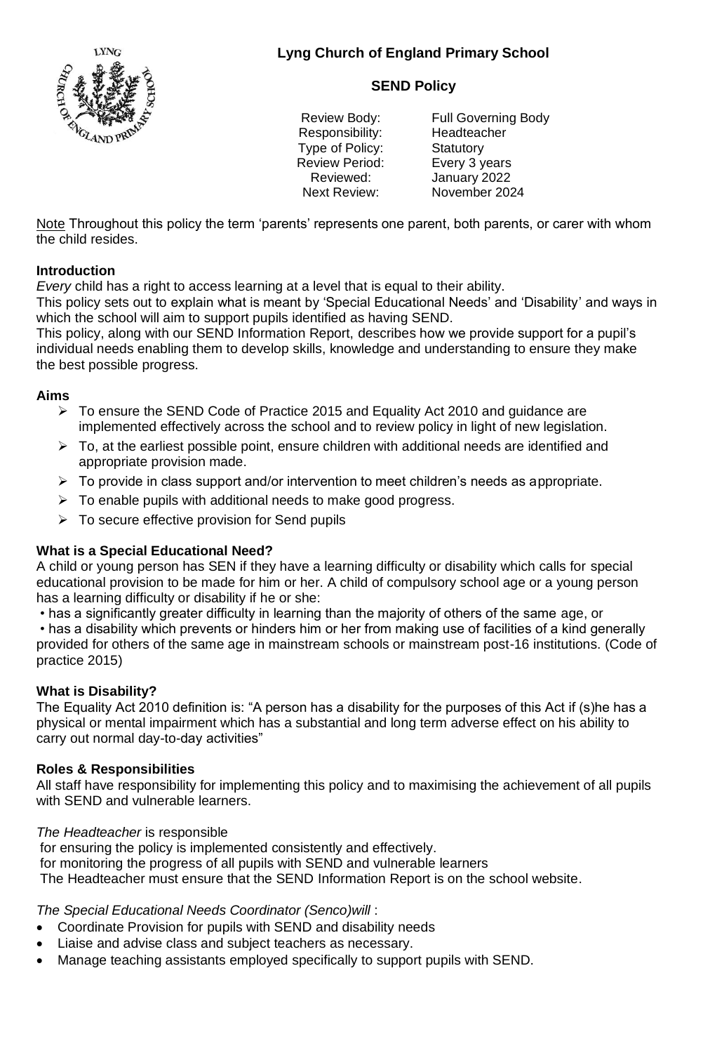# Lyng Church of England Primary School

## SEND Policy

| | |
|---|---|
| Review Body: | Full Governing Body |
| Responsibility: | Headteacher |
| Type of Policy: | Statutory |
| Review Period: | Every 3 years |
| Reviewed: | January 2022 |
| Next Review: | November 2024 |

Note Throughout this policy the term 'parents' represents one parent, both parents, or carer with whom the child resides.

**Introduction**

*Every* child has a right to access learning at a level that is equal to their ability.

This policy sets out to explain what is meant by 'Special Educational Needs' and 'Disability' and ways in which the school will aim to support pupils identified as having SEND.

This policy, along with our SEND Information Report, describes how we provide support for a pupil's individual needs enabling them to develop skills, knowledge and understanding to ensure they make the best possible progress.

**Aims**

- To ensure the SEND Code of Practice 2015 and Equality Act 2010 and guidance are implemented effectively across the school and to review policy in light of new legislation.
- To, at the earliest possible point, ensure children with additional needs are identified and appropriate provision made.
- To provide in class support and/or intervention to meet children's needs as appropriate.
- To enable pupils with additional needs to make good progress.
- To secure effective provision for Send pupils

**What is a Special Educational Need?**

A child or young person has SEN if they have a learning difficulty or disability which calls for special educational provision to be made for him or her. A child of compulsory school age or a young person has a learning difficulty or disability if he or she:

• has a significantly greater difficulty in learning than the majority of others of the same age, or

• has a disability which prevents or hinders him or her from making use of facilities of a kind generally provided for others of the same age in mainstream schools or mainstream post-16 institutions. (Code of practice 2015)

**What is Disability?**

The Equality Act 2010 definition is: "A person has a disability for the purposes of this Act if (s)he has a physical or mental impairment which has a substantial and long term adverse effect on his ability to carry out normal day-to-day activities"

**Roles & Responsibilities**

All staff have responsibility for implementing this policy and to maximising the achievement of all pupils with SEND and vulnerable learners.

*The Headteacher* is responsible

for ensuring the policy is implemented consistently and effectively.

for monitoring the progress of all pupils with SEND and vulnerable learners

The Headteacher must ensure that the SEND Information Report is on the school website.

*The Special Educational Needs Coordinator (Senco)will* :

- Coordinate Provision for pupils with SEND and disability needs
- Liaise and advise class and subject teachers as necessary.
- Manage teaching assistants employed specifically to support pupils with SEND.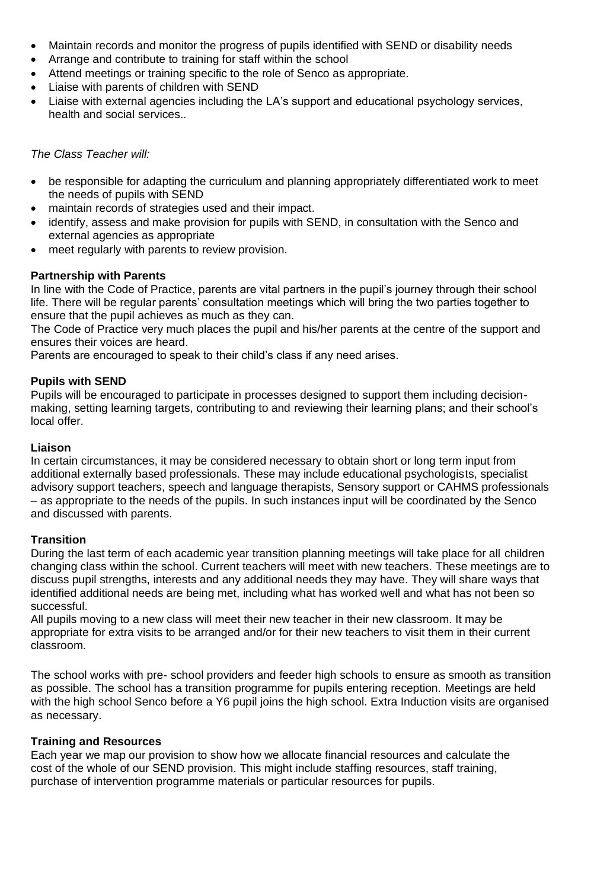- Maintain records and monitor the progress of pupils identified with SEND or disability needs
- Arrange and contribute to training for staff within the school
- Attend meetings or training specific to the role of Senco as appropriate.
- Liaise with parents of children with SEND
- Liaise with external agencies including the LA's support and educational psychology services, health and social services..

*The Class Teacher will:*

- be responsible for adapting the curriculum and planning appropriately differentiated work to meet the needs of pupils with SEND
- maintain records of strategies used and their impact.
- identify, assess and make provision for pupils with SEND, in consultation with the Senco and external agencies as appropriate
- meet regularly with parents to review provision.

**Partnership with Parents**

In line with the Code of Practice, parents are vital partners in the pupil's journey through their school life. There will be regular parents' consultation meetings which will bring the two parties together to ensure that the pupil achieves as much as they can.

The Code of Practice very much places the pupil and his/her parents at the centre of the support and ensures their voices are heard.

Parents are encouraged to speak to their child's class if any need arises.

**Pupils with SEND**

Pupils will be encouraged to participate in processes designed to support them including decision-making, setting learning targets, contributing to and reviewing their learning plans; and their school's local offer.

**Liaison**

In certain circumstances, it may be considered necessary to obtain short or long term input from additional externally based professionals. These may include educational psychologists, specialist advisory support teachers, speech and language therapists, Sensory support or CAHMS professionals – as appropriate to the needs of the pupils. In such instances input will be coordinated by the Senco and discussed with parents.

**Transition**

During the last term of each academic year transition planning meetings will take place for all children changing class within the school. Current teachers will meet with new teachers. These meetings are to discuss pupil strengths, interests and any additional needs they may have. They will share ways that identified additional needs are being met, including what has worked well and what has not been so successful.

All pupils moving to a new class will meet their new teacher in their new classroom. It may be appropriate for extra visits to be arranged and/or for their new teachers to visit them in their current classroom.

The school works with pre- school providers and feeder high schools to ensure as smooth as transition as possible. The school has a transition programme for pupils entering reception. Meetings are held with the high school Senco before a Y6 pupil joins the high school. Extra Induction visits are organised as necessary.

**Training and Resources**

Each year we map our provision to show how we allocate financial resources and calculate the cost of the whole of our SEND provision. This might include staffing resources, staff training, purchase of intervention programme materials or particular resources for pupils.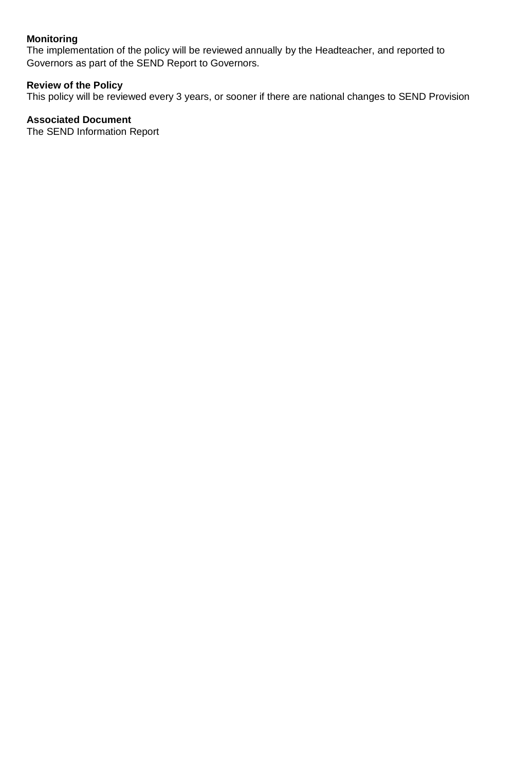**Monitoring**
The implementation of the policy will be reviewed annually by the Headteacher, and reported to Governors as part of the SEND Report to Governors.

**Review of the Policy**
This policy will be reviewed every 3 years, or sooner if there are national changes to SEND Provision

**Associated Document**
The SEND Information Report